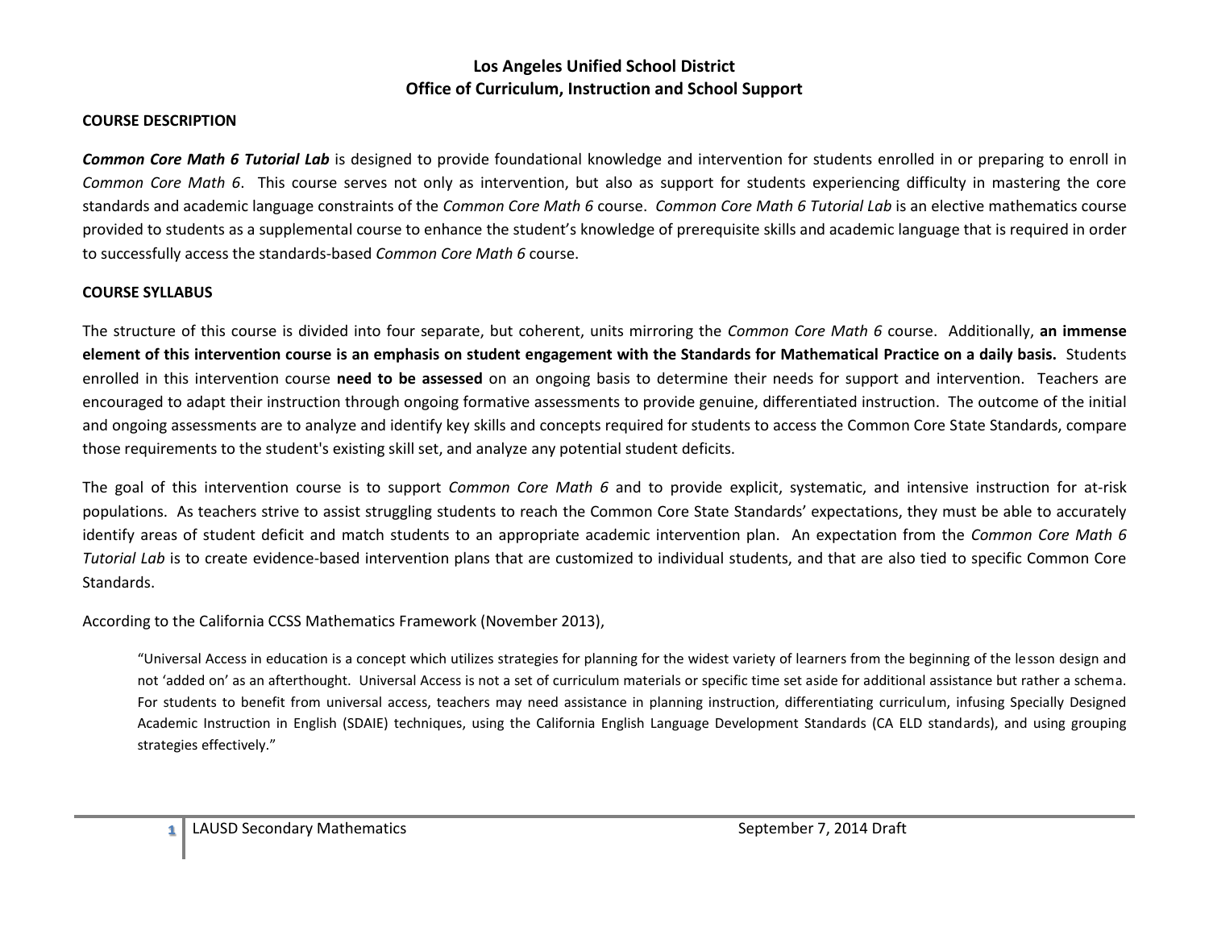**Los Angeles Unified School District**
**Office of Curriculum, Instruction and School Support**

**COURSE DESCRIPTION**

***Common Core Math 6 Tutorial Lab*** is designed to provide foundational knowledge and intervention for students enrolled in or preparing to enroll in *Common Core Math 6*. This course serves not only as intervention, but also as support for students experiencing difficulty in mastering the core standards and academic language constraints of the *Common Core Math 6* course. *Common Core Math 6 Tutorial Lab* is an elective mathematics course provided to students as a supplemental course to enhance the student's knowledge of prerequisite skills and academic language that is required in order to successfully access the standards-based *Common Core Math 6* course.

**COURSE SYLLABUS**

The structure of this course is divided into four separate, but coherent, units mirroring the *Common Core Math 6* course. Additionally, **an immense element of this intervention course is an emphasis on student engagement with the Standards for Mathematical Practice on a daily basis.** Students enrolled in this intervention course **need to be assessed** on an ongoing basis to determine their needs for support and intervention. Teachers are encouraged to adapt their instruction through ongoing formative assessments to provide genuine, differentiated instruction. The outcome of the initial and ongoing assessments are to analyze and identify key skills and concepts required for students to access the Common Core State Standards, compare those requirements to the student's existing skill set, and analyze any potential student deficits.

The goal of this intervention course is to support *Common Core Math 6* and to provide explicit, systematic, and intensive instruction for at-risk populations. As teachers strive to assist struggling students to reach the Common Core State Standards' expectations, they must be able to accurately identify areas of student deficit and match students to an appropriate academic intervention plan. An expectation from the *Common Core Math 6 Tutorial Lab* is to create evidence-based intervention plans that are customized to individual students, and that are also tied to specific Common Core Standards.

According to the California CCSS Mathematics Framework (November 2013),

> "Universal Access in education is a concept which utilizes strategies for planning for the widest variety of learners from the beginning of the lesson design and not 'added on' as an afterthought. Universal Access is not a set of curriculum materials or specific time set aside for additional assistance but rather a schema. For students to benefit from universal access, teachers may need assistance in planning instruction, differentiating curriculum, infusing Specially Designed Academic Instruction in English (SDAIE) techniques, using the California English Language Development Standards (CA ELD standards), and using grouping strategies effectively."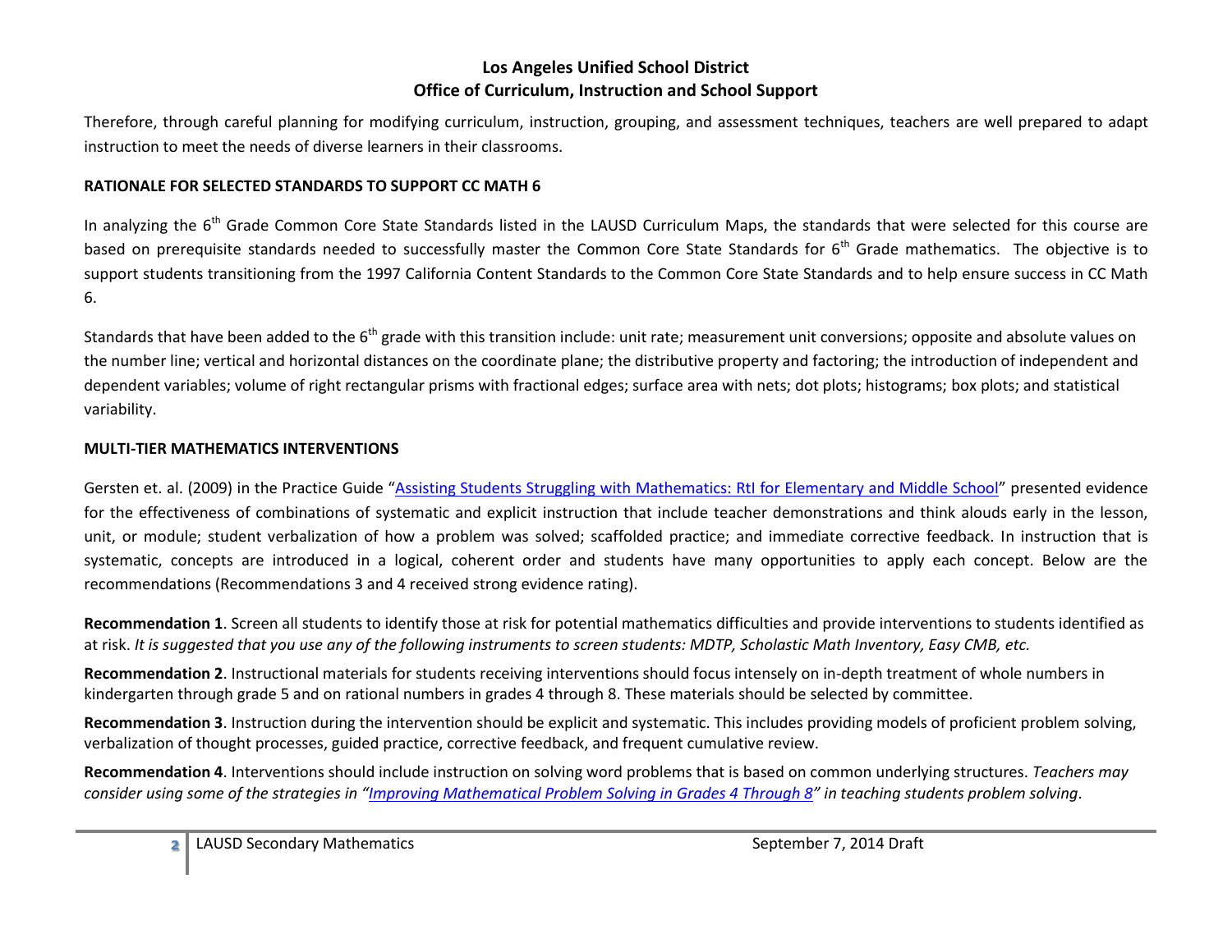Therefore, through careful planning for modifying curriculum, instruction, grouping, and assessment techniques, teachers are well prepared to adapt instruction to meet the needs of diverse learners in their classrooms.

## RATIONALE FOR SELECTED STANDARDS TO SUPPORT CC MATH 6

In analyzing the 6th Grade Common Core State Standards listed in the LAUSD Curriculum Maps, the standards that were selected for this course are based on prerequisite standards needed to successfully master the Common Core State Standards for 6th Grade mathematics. The objective is to support students transitioning from the 1997 California Content Standards to the Common Core State Standards and to help ensure success in CC Math 6.

Standards that have been added to the 6th grade with this transition include: unit rate; measurement unit conversions; opposite and absolute values on the number line; vertical and horizontal distances on the coordinate plane; the distributive property and factoring; the introduction of independent and dependent variables; volume of right rectangular prisms with fractional edges; surface area with nets; dot plots; histograms; box plots; and statistical variability.

## MULTI-TIER MATHEMATICS INTERVENTIONS

Gersten et. al. (2009) in the Practice Guide "[Assisting Students Struggling with Mathematics: RtI for Elementary and Middle School]" presented evidence for the effectiveness of combinations of systematic and explicit instruction that include teacher demonstrations and think alouds early in the lesson, unit, or module; student verbalization of how a problem was solved; scaffolded practice; and immediate corrective feedback. In instruction that is systematic, concepts are introduced in a logical, coherent order and students have many opportunities to apply each concept. Below are the recommendations (Recommendations 3 and 4 received strong evidence rating).

**Recommendation 1**. Screen all students to identify those at risk for potential mathematics difficulties and provide interventions to students identified as at risk. *It is suggested that you use any of the following instruments to screen students: MDTP, Scholastic Math Inventory, Easy CMB, etc.*

**Recommendation 2**. Instructional materials for students receiving interventions should focus intensely on in-depth treatment of whole numbers in kindergarten through grade 5 and on rational numbers in grades 4 through 8. These materials should be selected by committee.

**Recommendation 3**. Instruction during the intervention should be explicit and systematic. This includes providing models of proficient problem solving, verbalization of thought processes, guided practice, corrective feedback, and frequent cumulative review.

**Recommendation 4**. Interventions should include instruction on solving word problems that is based on common underlying structures. *Teachers may consider using some of the strategies in "[Improving Mathematical Problem Solving in Grades 4 Through 8]" in teaching students problem solving.*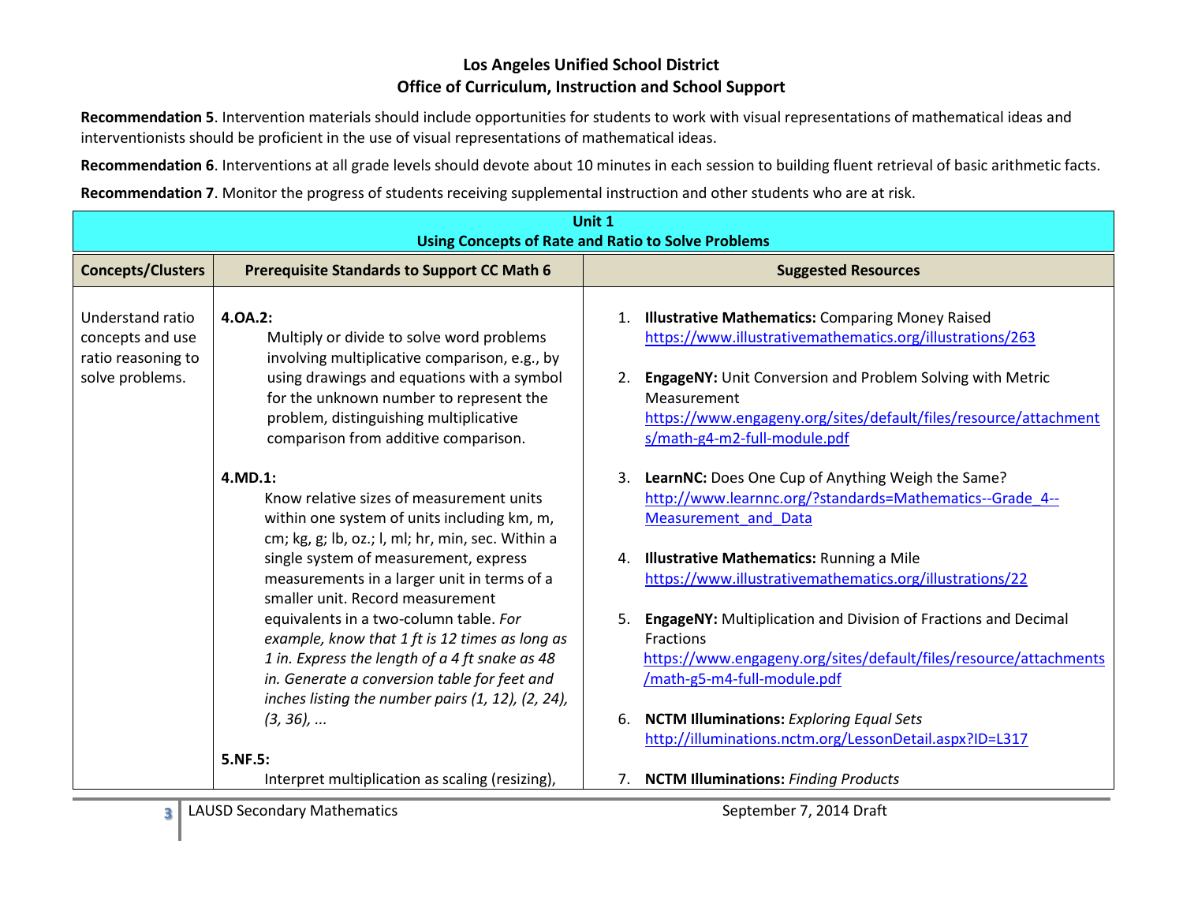**Los Angeles Unified School District**
**Office of Curriculum, Instruction and School Support**

**Recommendation 5**. Intervention materials should include opportunities for students to work with visual representations of mathematical ideas and interventionists should be proficient in the use of visual representations of mathematical ideas.

**Recommendation 6**. Interventions at all grade levels should devote about 10 minutes in each session to building fluent retrieval of basic arithmetic facts.

**Recommendation 7**. Monitor the progress of students receiving supplemental instruction and other students who are at risk.

| **Unit 1<br>Using Concepts of Rate and Ratio to Solve Problems** | | |
|---|---|---|
| **Concepts/Clusters** | **Prerequisite Standards to Support CC Math 6** | **Suggested Resources** |
| Understand ratio concepts and use ratio reasoning to solve problems. | **4.OA.2:**<br>Multiply or divide to solve word problems involving multiplicative comparison, e.g., by using drawings and equations with a symbol for the unknown number to represent the problem, distinguishing multiplicative comparison from additive comparison.<br><br>**4.MD.1:**<br>Know relative sizes of measurement units within one system of units including km, m, cm; kg, g; lb, oz.; l, ml; hr, min, sec. Within a single system of measurement, express measurements in a larger unit in terms of a smaller unit. Record measurement equivalents in a two-column table. *For example, know that 1 ft is 12 times as long as 1 in. Express the length of a 4 ft snake as 48 in. Generate a conversion table for feet and inches listing the number pairs (1, 12), (2, 24), (3, 36), ...*<br><br>**5.NF.5:**<br>Interpret multiplication as scaling (resizing), | 1. **Illustrative Mathematics:** Comparing Money Raised https://www.illustrativemathematics.org/illustrations/263<br><br>2. **EngageNY:** Unit Conversion and Problem Solving with Metric Measurement https://www.engageny.org/sites/default/files/resource/attachments/math-g4-m2-full-module.pdf<br><br>3. **LearnNC:** Does One Cup of Anything Weigh the Same? http://www.learnnc.org/?standards=Mathematics--Grade_4--Measurement_and_Data<br><br>4. **Illustrative Mathematics:** Running a Mile https://www.illustrativemathematics.org/illustrations/22<br><br>5. **EngageNY:** Multiplication and Division of Fractions and Decimal Fractions https://www.engageny.org/sites/default/files/resource/attachments/math-g5-m4-full-module.pdf<br><br>6. **NCTM Illuminations:** *Exploring Equal Sets* http://illuminations.nctm.org/LessonDetail.aspx?ID=L317<br><br>7. **NCTM Illuminations:** *Finding Products* |

LAUSD Secondary Mathematics — September 7, 2014 Draft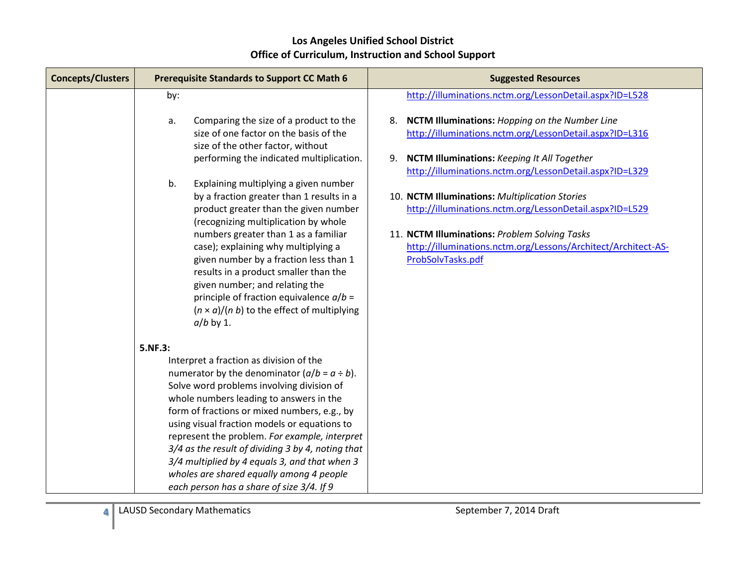# Los Angeles Unified School District
## Office of Curriculum, Instruction and School Support

| Concepts/Clusters | Prerequisite Standards to Support CC Math 6 | Suggested Resources |
|---|---|---|
| | by:<br><br>a. Comparing the size of a product to the size of one factor on the basis of the size of the other factor, without performing the indicated multiplication.<br><br>b. Explaining multiplying a given number by a fraction greater than 1 results in a product greater than the given number (recognizing multiplication by whole numbers greater than 1 as a familiar case); explaining why multiplying a given number by a fraction less than 1 results in a product smaller than the given number; and relating the principle of fraction equivalence $a/b = (n \times a)/(n\, b)$ to the effect of multiplying $a/b$ by 1.<br><br>**5.NF.3:**<br>Interpret a fraction as division of the numerator by the denominator ($a/b = a \div b$). Solve word problems involving division of whole numbers leading to answers in the form of fractions or mixed numbers, e.g., by using visual fraction models or equations to represent the problem. *For example, interpret 3/4 as the result of dividing 3 by 4, noting that 3/4 multiplied by 4 equals 3, and that when 3 wholes are shared equally among 4 people each person has a share of size 3/4. If 9* | http://illuminations.nctm.org/LessonDetail.aspx?ID=L528<br><br>8. **NCTM Illuminations:** *Hopping on the Number Line* http://illuminations.nctm.org/LessonDetail.aspx?ID=L316<br><br>9. **NCTM Illuminations:** *Keeping It All Together* http://illuminations.nctm.org/LessonDetail.aspx?ID=L329<br><br>10. **NCTM Illuminations:** *Multiplication Stories* http://illuminations.nctm.org/LessonDetail.aspx?ID=L529<br><br>11. **NCTM Illuminations:** *Problem Solving Tasks* http://illuminations.nctm.org/Lessons/Architect/Architect-AS-ProbSolvTasks.pdf |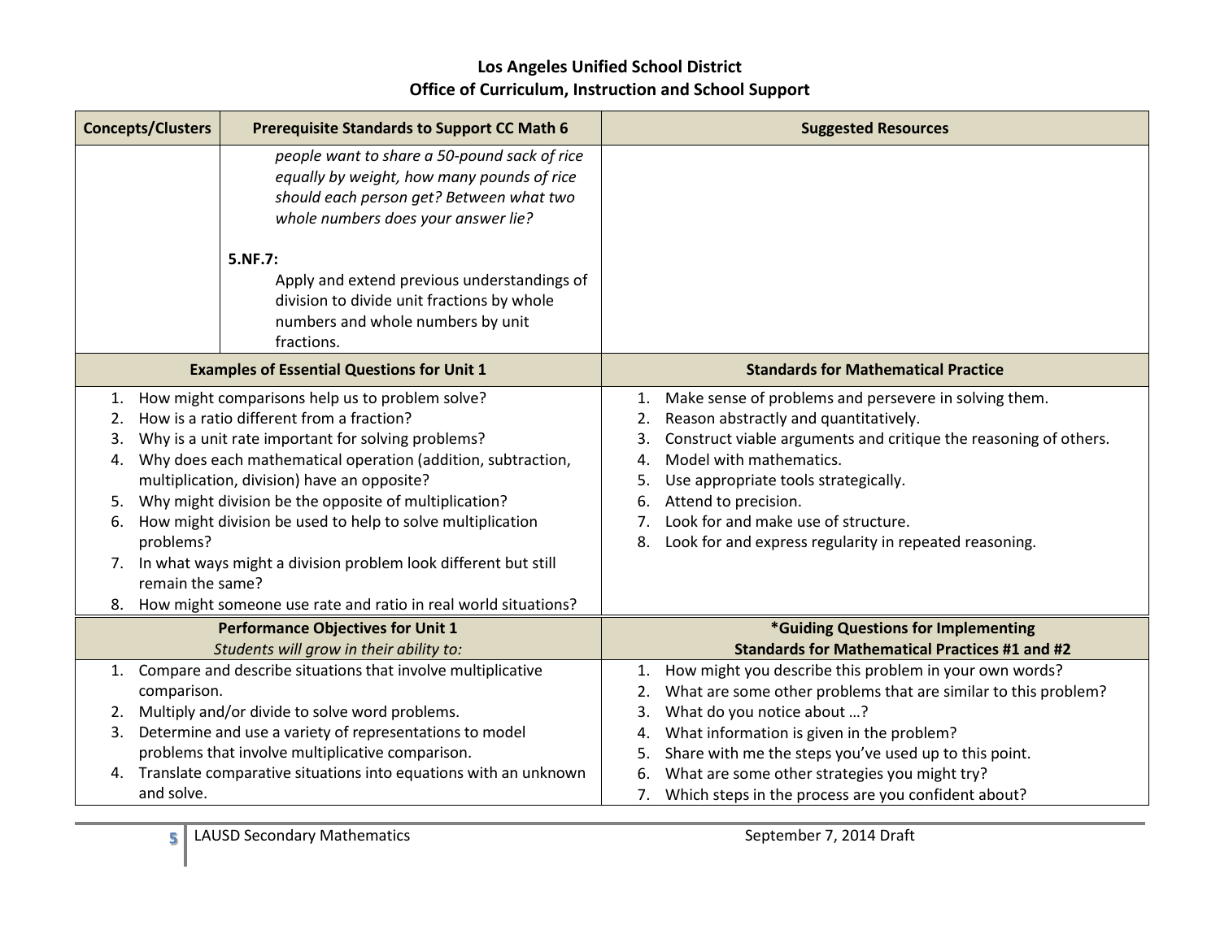**Los Angeles Unified School District**
**Office of Curriculum, Instruction and School Support**

| Concepts/Clusters | Prerequisite Standards to Support CC Math 6 | Suggested Resources |
|---|---|---|
| | *people want to share a 50-pound sack of rice equally by weight, how many pounds of rice should each person get? Between what two whole numbers does your answer lie?*<br><br>**5.NF.7:**<br>Apply and extend previous understandings of division to divide unit fractions by whole numbers and whole numbers by unit fractions. | |

| Examples of Essential Questions for Unit 1 | Standards for Mathematical Practice |
|---|---|
| 1. How might comparisons help us to problem solve?<br>2. How is a ratio different from a fraction?<br>3. Why is a unit rate important for solving problems?<br>4. Why does each mathematical operation (addition, subtraction, multiplication, division) have an opposite?<br>5. Why might division be the opposite of multiplication?<br>6. How might division be used to help to solve multiplication problems?<br>7. In what ways might a division problem look different but still remain the same?<br>8. How might someone use rate and ratio in real world situations? | 1. Make sense of problems and persevere in solving them.<br>2. Reason abstractly and quantitatively.<br>3. Construct viable arguments and critique the reasoning of others.<br>4. Model with mathematics.<br>5. Use appropriate tools strategically.<br>6. Attend to precision.<br>7. Look for and make use of structure.<br>8. Look for and express regularity in repeated reasoning. |

| Performance Objectives for Unit 1<br>*Students will grow in their ability to:* | *Guiding Questions for Implementing Standards for Mathematical Practices #1 and #2 |
|---|---|
| 1. Compare and describe situations that involve multiplicative comparison.<br>2. Multiply and/or divide to solve word problems.<br>3. Determine and use a variety of representations to model problems that involve multiplicative comparison.<br>4. Translate comparative situations into equations with an unknown and solve. | 1. How might you describe this problem in your own words?<br>2. What are some other problems that are similar to this problem?<br>3. What do you notice about ...?<br>4. What information is given in the problem?<br>5. Share with me the steps you've used up to this point.<br>6. What are some other strategies you might try?<br>7. Which steps in the process are you confident about? |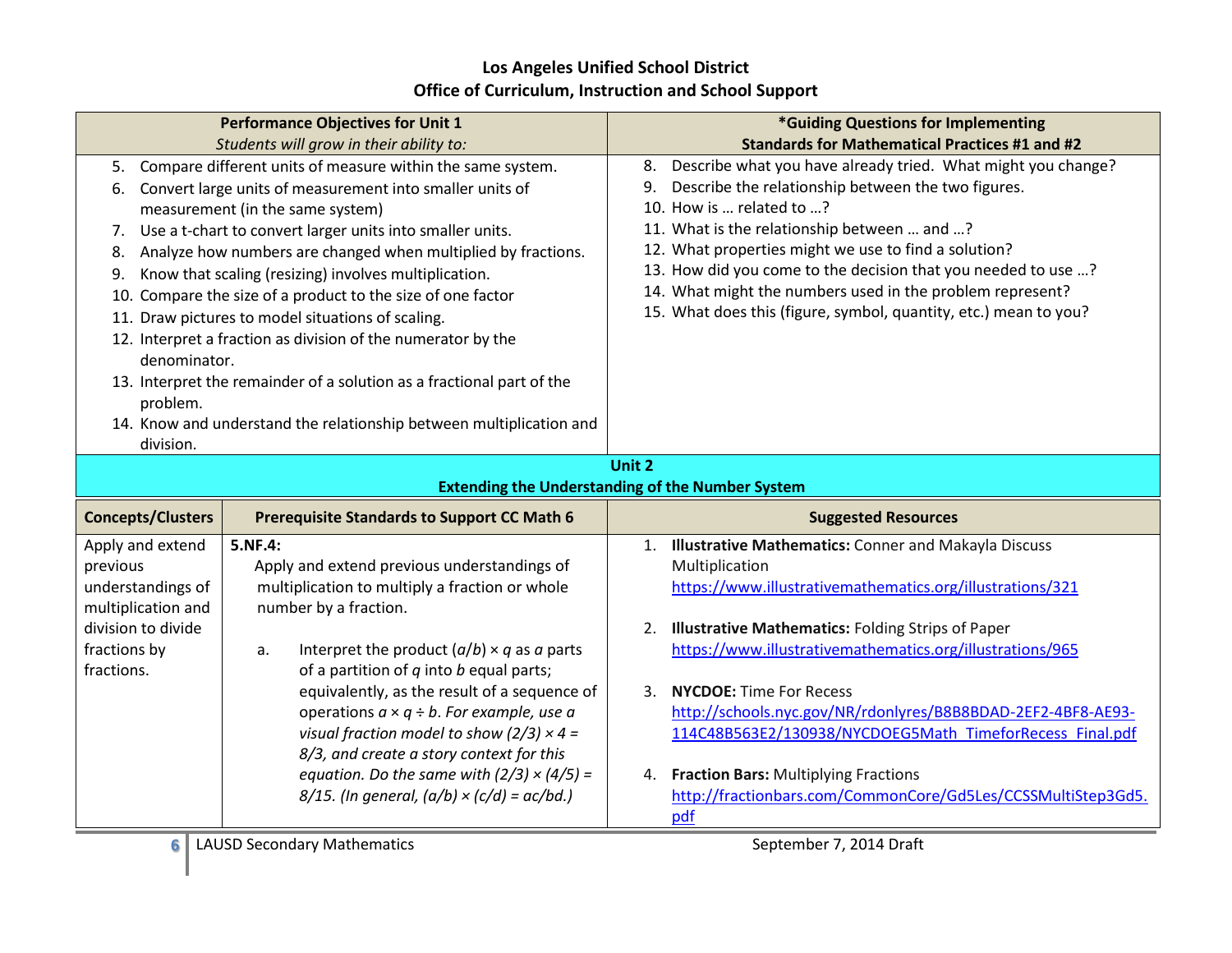**Los Angeles Unified School District**
**Office of Curriculum, Instruction and School Support**

| Performance Objectives for Unit 1 *Students will grow in their ability to:* | *Guiding Questions for Implementing Standards for Mathematical Practices #1 and #2 |
|---|---|
| 5. Compare different units of measure within the same system.<br>6. Convert large units of measurement into smaller units of measurement (in the same system)<br>7. Use a t-chart to convert larger units into smaller units.<br>8. Analyze how numbers are changed when multiplied by fractions.<br>9. Know that scaling (resizing) involves multiplication.<br>10. Compare the size of a product to the size of one factor<br>11. Draw pictures to model situations of scaling.<br>12. Interpret a fraction as division of the numerator by the denominator.<br>13. Interpret the remainder of a solution as a fractional part of the problem.<br>14. Know and understand the relationship between multiplication and division. | 8. Describe what you have already tried. What might you change?<br>9. Describe the relationship between the two figures.<br>10. How is … related to …?<br>11. What is the relationship between … and …?<br>12. What properties might we use to find a solution?<br>13. How did you come to the decision that you needed to use …?<br>14. What might the numbers used in the problem represent?<br>15. What does this (figure, symbol, quantity, etc.) mean to you? |

## Unit 2
## Extending the Understanding of the Number System

| Concepts/Clusters | Prerequisite Standards to Support CC Math 6 | Suggested Resources |
|---|---|---|
| Apply and extend previous understandings of multiplication and division to divide fractions by fractions. | **5.NF.4:**<br>Apply and extend previous understandings of multiplication to multiply a fraction or whole number by a fraction.<br><br>a. Interpret the product $(a/b) \times q$ as $a$ parts of a partition of $q$ into $b$ equal parts; equivalently, as the result of a sequence of operations $a \times q \div b$. *For example, use a visual fraction model to show $(2/3) \times 4 = 8/3$, and create a story context for this equation. Do the same with $(2/3) \times (4/5) = 8/15$. (In general, $(a/b) \times (c/d) = ac/bd$.)* | 1. **Illustrative Mathematics:** Conner and Makayla Discuss Multiplication https://www.illustrativemathematics.org/illustrations/321<br><br>2. **Illustrative Mathematics:** Folding Strips of Paper https://www.illustrativemathematics.org/illustrations/965<br><br>3. **NYCDOE:** Time For Recess http://schools.nyc.gov/NR/rdonlyres/B8B8BDAD-2EF2-4BF8-AE93-114C48B563E2/130938/NYCDOEG5Math_TimeforRecess_Final.pdf<br><br>4. **Fraction Bars:** Multiplying Fractions http://fractionbars.com/CommonCore/Gd5Les/CCSSMultiStep3Gd5.pdf |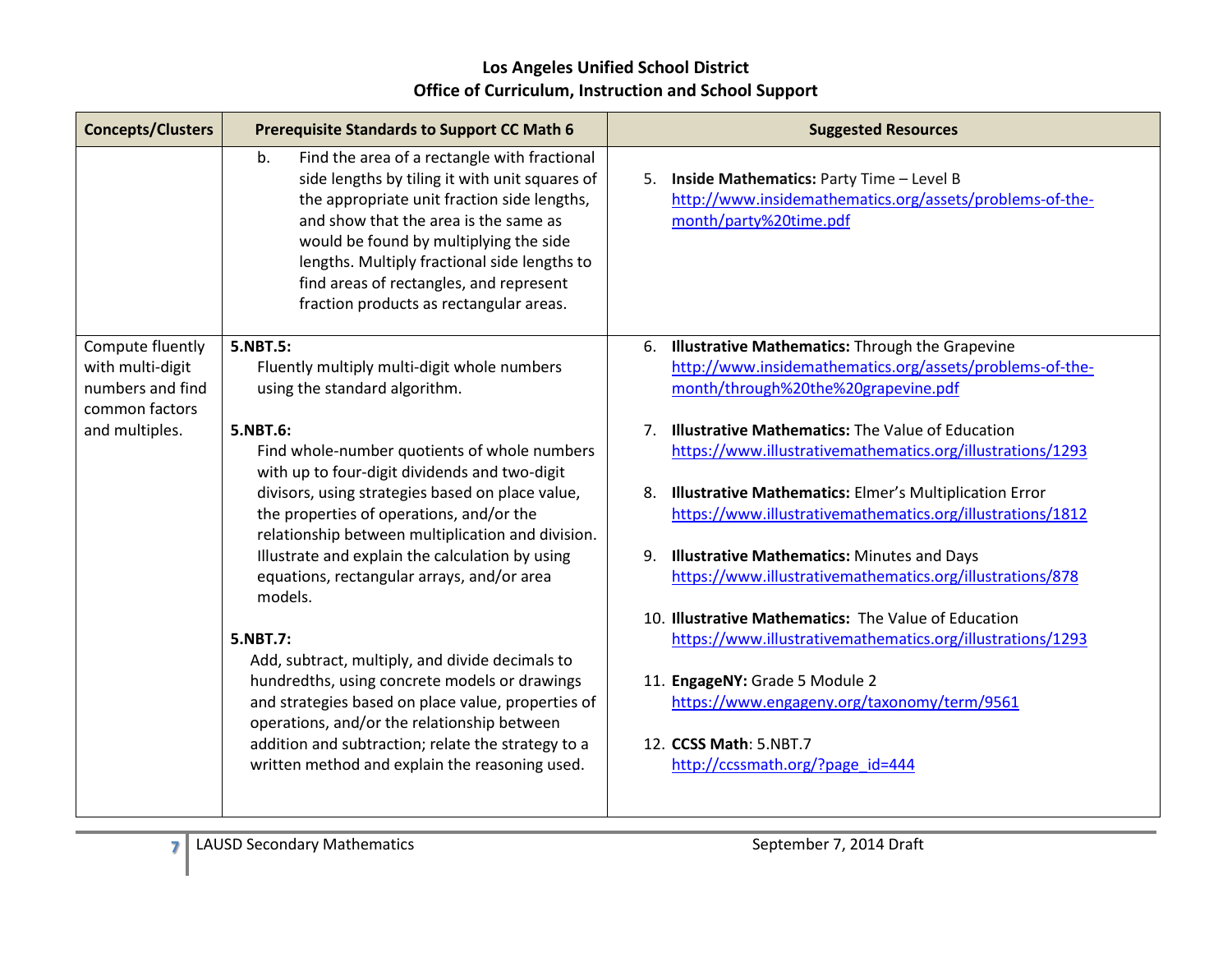**Los Angeles Unified School District**
**Office of Curriculum, Instruction and School Support**

| Concepts/Clusters | Prerequisite Standards to Support CC Math 6 | Suggested Resources |
|---|---|---|
| | b. Find the area of a rectangle with fractional side lengths by tiling it with unit squares of the appropriate unit fraction side lengths, and show that the area is the same as would be found by multiplying the side lengths. Multiply fractional side lengths to find areas of rectangles, and represent fraction products as rectangular areas. | 5. **Inside Mathematics:** Party Time – Level B http://www.insidemathematics.org/assets/problems-of-the-month/party%20time.pdf |
| Compute fluently with multi-digit numbers and find common factors and multiples. | **5.NBT.5:** Fluently multiply multi-digit whole numbers using the standard algorithm.<br><br>**5.NBT.6:** Find whole-number quotients of whole numbers with up to four-digit dividends and two-digit divisors, using strategies based on place value, the properties of operations, and/or the relationship between multiplication and division. Illustrate and explain the calculation by using equations, rectangular arrays, and/or area models.<br><br>**5.NBT.7:** Add, subtract, multiply, and divide decimals to hundredths, using concrete models or drawings and strategies based on place value, properties of operations, and/or the relationship between addition and subtraction; relate the strategy to a written method and explain the reasoning used. | 6. **Illustrative Mathematics:** Through the Grapevine http://www.insidemathematics.org/assets/problems-of-the-month/through%20the%20grapevine.pdf<br><br>7. **Illustrative Mathematics:** The Value of Education https://www.illustrativemathematics.org/illustrations/1293<br><br>8. **Illustrative Mathematics:** Elmer's Multiplication Error https://www.illustrativemathematics.org/illustrations/1812<br><br>9. **Illustrative Mathematics:** Minutes and Days https://www.illustrativemathematics.org/illustrations/878<br><br>10. **Illustrative Mathematics:** The Value of Education https://www.illustrativemathematics.org/illustrations/1293<br><br>11. **EngageNY:** Grade 5 Module 2 https://www.engageny.org/taxonomy/term/9561<br><br>12. **CCSS Math**: 5.NBT.7 http://ccssmath.org/?page_id=444 |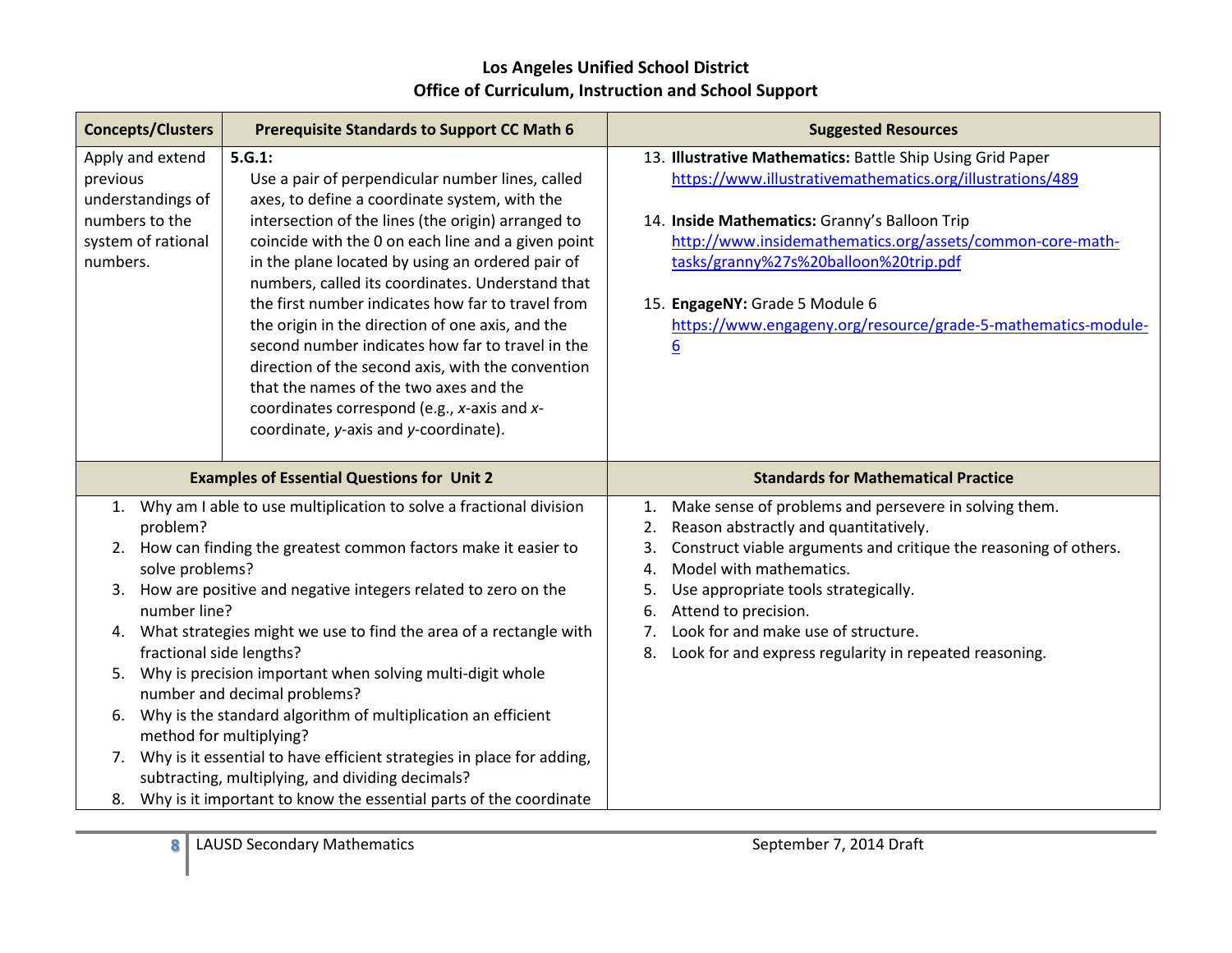**Los Angeles Unified School District**
**Office of Curriculum, Instruction and School Support**

| Concepts/Clusters | Prerequisite Standards to Support CC Math 6 | Suggested Resources |
|---|---|---|
| Apply and extend previous understandings of numbers to the system of rational numbers. | **5.G.1:** Use a pair of perpendicular number lines, called axes, to define a coordinate system, with the intersection of the lines (the origin) arranged to coincide with the 0 on each line and a given point in the plane located by using an ordered pair of numbers, called its coordinates. Understand that the first number indicates how far to travel from the origin in the direction of one axis, and the second number indicates how far to travel in the direction of the second axis, with the convention that the names of the two axes and the coordinates correspond (e.g., *x*-axis and *x*-coordinate, *y*-axis and *y*-coordinate). | 13. **Illustrative Mathematics:** Battle Ship Using Grid Paper https://www.illustrativemathematics.org/illustrations/489<br><br>14. **Inside Mathematics:** Granny's Balloon Trip http://www.insidemathematics.org/assets/common-core-math-tasks/granny%27s%20balloon%20trip.pdf<br><br>15. **EngageNY:** Grade 5 Module 6 https://www.engageny.org/resource/grade-5-mathematics-module-6 |

| Examples of Essential Questions for Unit 2 | Standards for Mathematical Practice |
|---|---|
| 1. Why am I able to use multiplication to solve a fractional division problem?<br>2. How can finding the greatest common factors make it easier to solve problems?<br>3. How are positive and negative integers related to zero on the number line?<br>4. What strategies might we use to find the area of a rectangle with fractional side lengths?<br>5. Why is precision important when solving multi-digit whole number and decimal problems?<br>6. Why is the standard algorithm of multiplication an efficient method for multiplying?<br>7. Why is it essential to have efficient strategies in place for adding, subtracting, multiplying, and dividing decimals?<br>8. Why is it important to know the essential parts of the coordinate | 1. Make sense of problems and persevere in solving them.<br>2. Reason abstractly and quantitatively.<br>3. Construct viable arguments and critique the reasoning of others.<br>4. Model with mathematics.<br>5. Use appropriate tools strategically.<br>6. Attend to precision.<br>7. Look for and make use of structure.<br>8. Look for and express regularity in repeated reasoning. |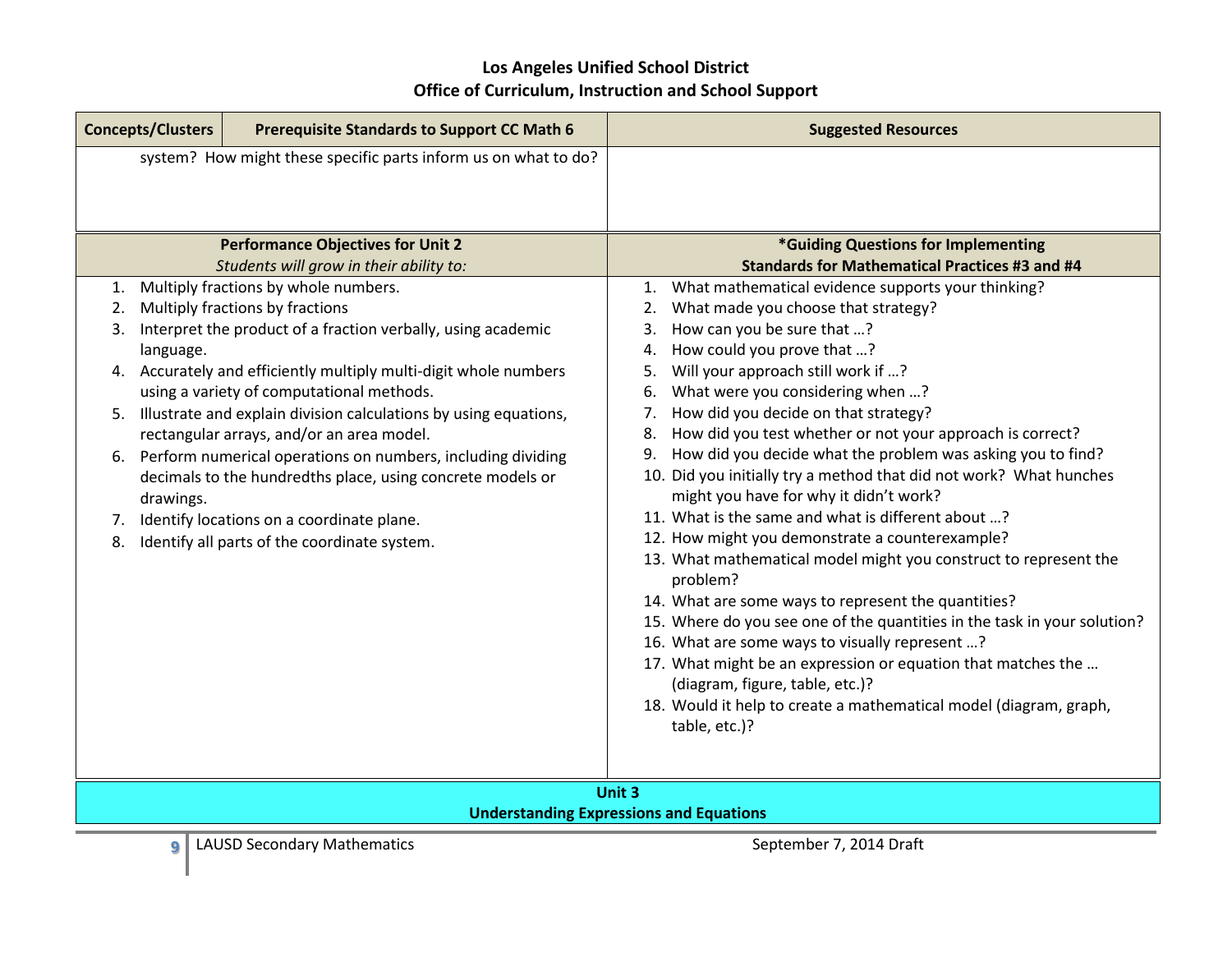| Concepts/Clusters | Prerequisite Standards to Support CC Math 6 | Suggested Resources |
|---|---|---|
| | system? How might these specific parts inform us on what to do? | |

| **Performance Objectives for Unit 2**<br>*Students will grow in their ability to:* | ***Guiding Questions for Implementing Standards for Mathematical Practices #3 and #4** |
|---|---|
| 1. Multiply fractions by whole numbers.<br>2. Multiply fractions by fractions<br>3. Interpret the product of a fraction verbally, using academic language.<br>4. Accurately and efficiently multiply multi-digit whole numbers using a variety of computational methods.<br>5. Illustrate and explain division calculations by using equations, rectangular arrays, and/or an area model.<br>6. Perform numerical operations on numbers, including dividing decimals to the hundredths place, using concrete models or drawings.<br>7. Identify locations on a coordinate plane.<br>8. Identify all parts of the coordinate system. | 1. What mathematical evidence supports your thinking?<br>2. What made you choose that strategy?<br>3. How can you be sure that …?<br>4. How could you prove that …?<br>5. Will your approach still work if …?<br>6. What were you considering when …?<br>7. How did you decide on that strategy?<br>8. How did you test whether or not your approach is correct?<br>9. How did you decide what the problem was asking you to find?<br>10. Did you initially try a method that did not work? What hunches might you have for why it didn't work?<br>11. What is the same and what is different about …?<br>12. How might you demonstrate a counterexample?<br>13. What mathematical model might you construct to represent the problem?<br>14. What are some ways to represent the quantities?<br>15. Where do you see one of the quantities in the task in your solution?<br>16. What are some ways to visually represent …?<br>17. What might be an expression or equation that matches the … (diagram, figure, table, etc.)?<br>18. Would it help to create a mathematical model (diagram, graph, table, etc.)? |

## Unit 3
## Understanding Expressions and Equations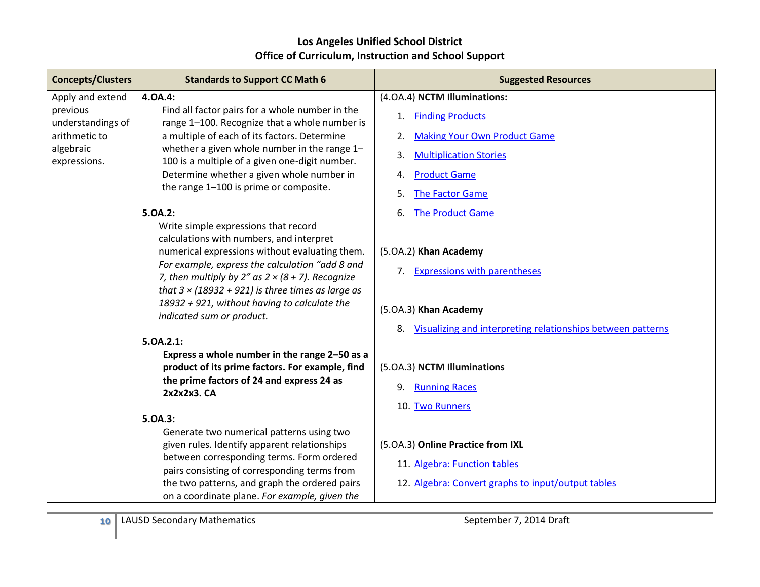**Los Angeles Unified School District**
**Office of Curriculum, Instruction and School Support**

| Concepts/Clusters | Standards to Support CC Math 6 | Suggested Resources |
|---|---|---|
| Apply and extend previous understandings of arithmetic to algebraic expressions. | **4.OA.4:** Find all factor pairs for a whole number in the range 1–100. Recognize that a whole number is a multiple of each of its factors. Determine whether a given whole number in the range 1–100 is a multiple of a given one-digit number. Determine whether a given whole number in the range 1–100 is prime or composite.<br><br>**5.OA.2:** Write simple expressions that record calculations with numbers, and interpret numerical expressions without evaluating them. *For example, express the calculation "add 8 and 7, then multiply by 2" as 2 × (8 + 7). Recognize that 3 × (18932 + 921) is three times as large as 18932 + 921, without having to calculate the indicated sum or product.*<br><br>**5.OA.2.1:** **Express a whole number in the range 2–50 as a product of its prime factors. For example, find the prime factors of 24 and express 24 as 2x2x2x3. CA**<br><br>**5.OA.3:** Generate two numerical patterns using two given rules. Identify apparent relationships between corresponding terms. Form ordered pairs consisting of corresponding terms from the two patterns, and graph the ordered pairs on a coordinate plane. *For example, given the* | (4.OA.4) **NCTM Illuminations:**<br>1. Finding Products<br>2. Making Your Own Product Game<br>3. Multiplication Stories<br>4. Product Game<br>5. The Factor Game<br>6. The Product Game<br><br>(5.OA.2) **Khan Academy**<br>7. Expressions with parentheses<br><br>(5.OA.3) **Khan Academy**<br>8. Visualizing and interpreting relationships between patterns<br><br>(5.OA.3) **NCTM Illuminations**<br>9. Running Races<br>10. Two Runners<br><br>(5.OA.3) **Online Practice from IXL**<br>11. Algebra: Function tables<br>12. Algebra: Convert graphs to input/output tables |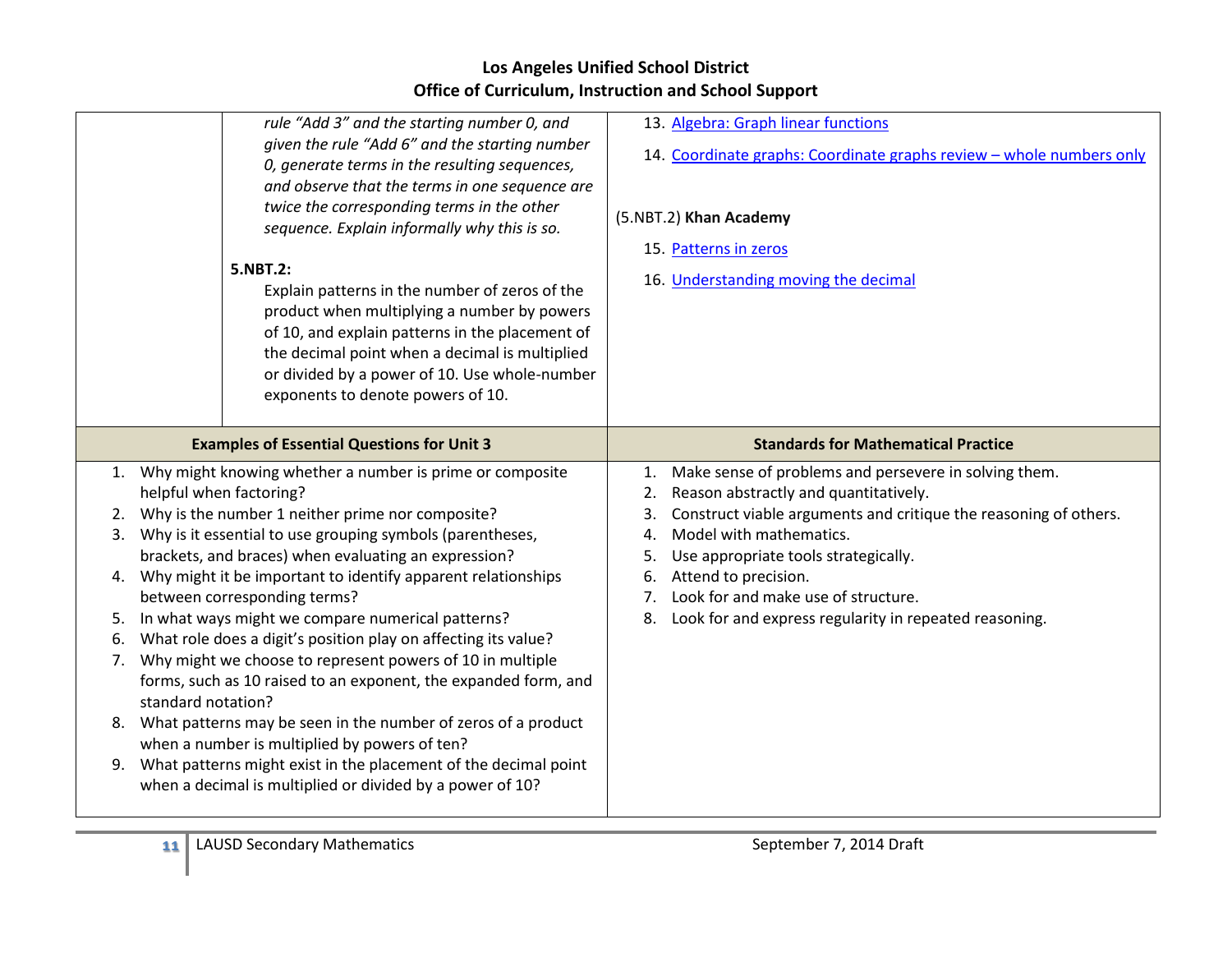| | | |
|---|---|---|
| | *rule "Add 3" and the starting number 0, and given the rule "Add 6" and the starting number 0, generate terms in the resulting sequences, and observe that the terms in one sequence are twice the corresponding terms in the other sequence. Explain informally why this is so.*<br><br>**5.NBT.2:**<br>Explain patterns in the number of zeros of the product when multiplying a number by powers of 10, and explain patterns in the placement of the decimal point when a decimal is multiplied or divided by a power of 10. Use whole-number exponents to denote powers of 10. | 13. Algebra: Graph linear functions<br>14. Coordinate graphs: Coordinate graphs review – whole numbers only<br><br>(5.NBT.2) **Khan Academy**<br>15. Patterns in zeros<br>16. Understanding moving the decimal |

| **Examples of Essential Questions for Unit 3** | **Standards for Mathematical Practice** |
|---|---|
| 1. Why might knowing whether a number is prime or composite helpful when factoring?<br>2. Why is the number 1 neither prime nor composite?<br>3. Why is it essential to use grouping symbols (parentheses, brackets, and braces) when evaluating an expression?<br>4. Why might it be important to identify apparent relationships between corresponding terms?<br>5. In what ways might we compare numerical patterns?<br>6. What role does a digit's position play on affecting its value?<br>7. Why might we choose to represent powers of 10 in multiple forms, such as 10 raised to an exponent, the expanded form, and standard notation?<br>8. What patterns may be seen in the number of zeros of a product when a number is multiplied by powers of ten?<br>9. What patterns might exist in the placement of the decimal point when a decimal is multiplied or divided by a power of 10? | 1. Make sense of problems and persevere in solving them.<br>2. Reason abstractly and quantitatively.<br>3. Construct viable arguments and critique the reasoning of others.<br>4. Model with mathematics.<br>5. Use appropriate tools strategically.<br>6. Attend to precision.<br>7. Look for and make use of structure.<br>8. Look for and express regularity in repeated reasoning. |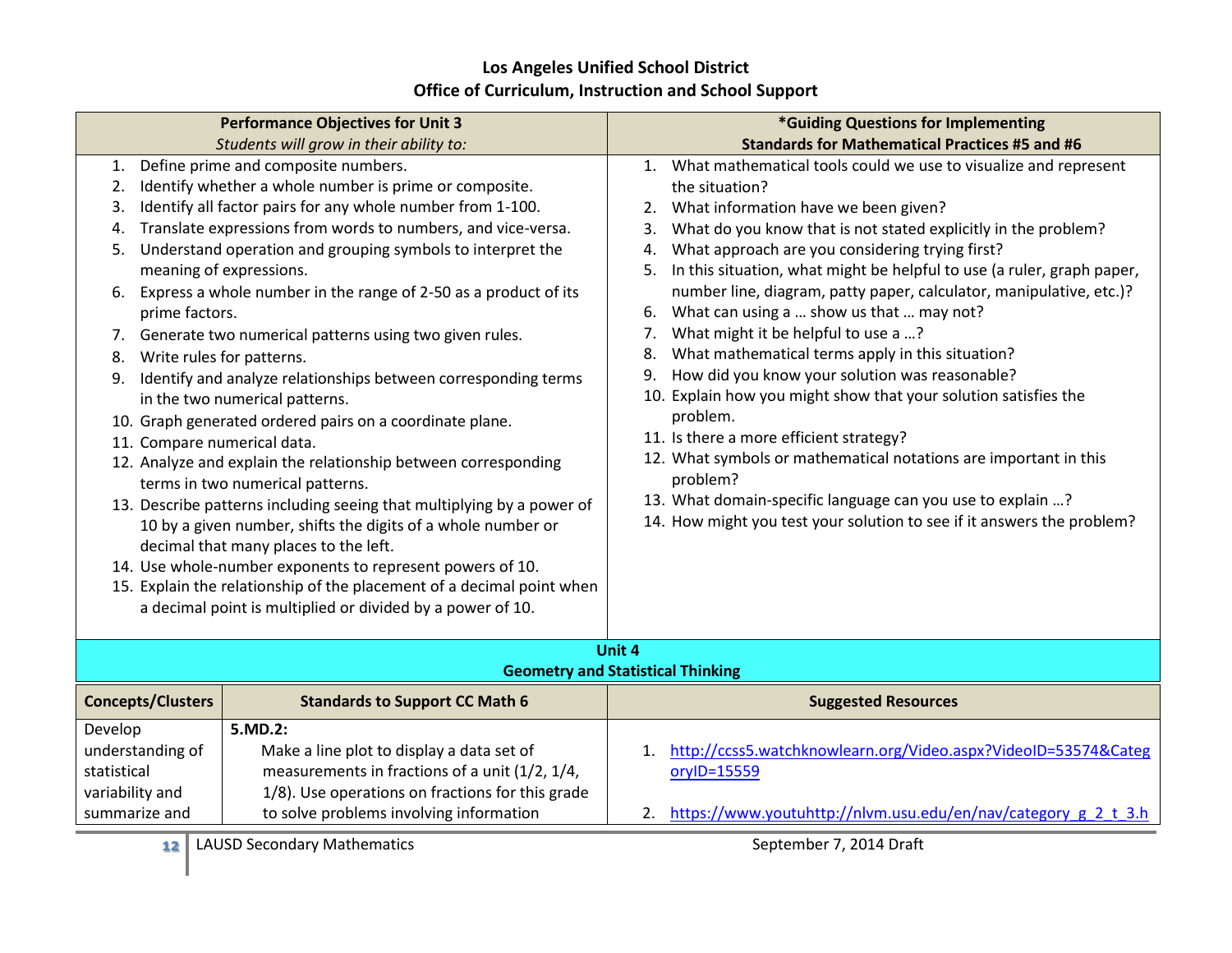## Los Angeles Unified School District
## Office of Curriculum, Instruction and School Support

| Performance Objectives for Unit 3<br>*Students will grow in their ability to:* | *Guiding Questions for Implementing<br>Standards for Mathematical Practices #5 and #6 |
|---|---|
| 1. Define prime and composite numbers.<br>2. Identify whether a whole number is prime or composite.<br>3. Identify all factor pairs for any whole number from 1-100.<br>4. Translate expressions from words to numbers, and vice-versa.<br>5. Understand operation and grouping symbols to interpret the meaning of expressions.<br>6. Express a whole number in the range of 2-50 as a product of its prime factors.<br>7. Generate two numerical patterns using two given rules.<br>8. Write rules for patterns.<br>9. Identify and analyze relationships between corresponding terms in the two numerical patterns.<br>10. Graph generated ordered pairs on a coordinate plane.<br>11. Compare numerical data.<br>12. Analyze and explain the relationship between corresponding terms in two numerical patterns.<br>13. Describe patterns including seeing that multiplying by a power of 10 by a given number, shifts the digits of a whole number or decimal that many places to the left.<br>14. Use whole-number exponents to represent powers of 10.<br>15. Explain the relationship of the placement of a decimal point when a decimal point is multiplied or divided by a power of 10. | 1. What mathematical tools could we use to visualize and represent the situation?<br>2. What information have we been given?<br>3. What do you know that is not stated explicitly in the problem?<br>4. What approach are you considering trying first?<br>5. In this situation, what might be helpful to use (a ruler, graph paper, number line, diagram, patty paper, calculator, manipulative, etc.)?<br>6. What can using a … show us that … may not?<br>7. What might it be helpful to use a …?<br>8. What mathematical terms apply in this situation?<br>9. How did you know your solution was reasonable?<br>10. Explain how you might show that your solution satisfies the problem.<br>11. Is there a more efficient strategy?<br>12. What symbols or mathematical notations are important in this problem?<br>13. What domain-specific language can you use to explain …?<br>14. How might you test your solution to see if it answers the problem? |

## Unit 4
## Geometry and Statistical Thinking

| Concepts/Clusters | Standards to Support CC Math 6 | Suggested Resources |
|---|---|---|
| Develop understanding of statistical variability and summarize and | **5.MD.2:**<br>Make a line plot to display a data set of measurements in fractions of a unit (1/2, 1/4, 1/8). Use operations on fractions for this grade to solve problems involving information | 1. http://ccss5.watchknowlearn.org/Video.aspx?VideoID=53574&CategoryID=15559<br><br>2. https://www.youtuhttp://nlvm.usu.edu/en/nav/category_g_2_t_3.h |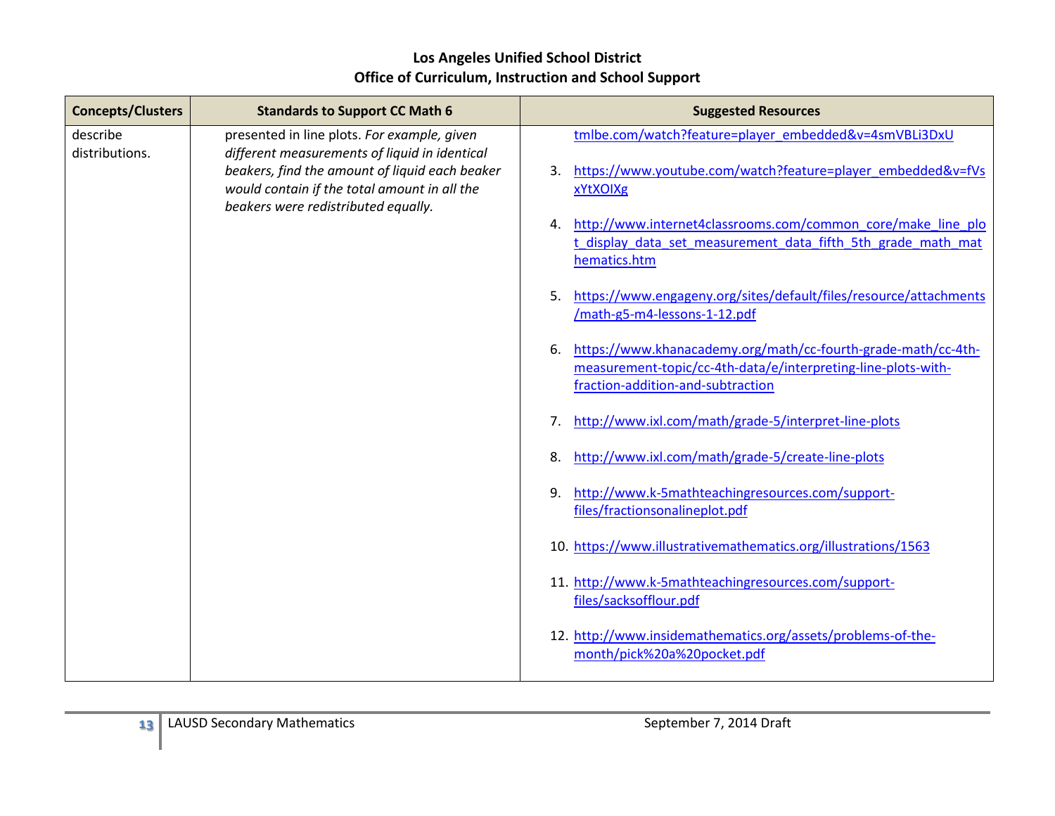| Concepts/Clusters | Standards to Support CC Math 6 | Suggested Resources |
|---|---|---|
| describe distributions. | presented in line plots. *For example, given different measurements of liquid in identical beakers, find the amount of liquid each beaker would contain if the total amount in all the beakers were redistributed equally.* | tmlbe.com/watch?feature=player_embedded&v=4smVBLi3DxU<br><br>3. https://www.youtube.com/watch?feature=player_embedded&v=fVsxYtXOIXg<br><br>4. http://www.internet4classrooms.com/common_core/make_line_plot_display_data_set_measurement_data_fifth_5th_grade_math_mathematics.htm<br><br>5. https://www.engageny.org/sites/default/files/resource/attachments/math-g5-m4-lessons-1-12.pdf<br><br>6. https://www.khanacademy.org/math/cc-fourth-grade-math/cc-4th-measurement-topic/cc-4th-data/e/interpreting-line-plots-with-fraction-addition-and-subtraction<br><br>7. http://www.ixl.com/math/grade-5/interpret-line-plots<br><br>8. http://www.ixl.com/math/grade-5/create-line-plots<br><br>9. http://www.k-5mathteachingresources.com/support-files/fractionsonalineplot.pdf<br><br>10. https://www.illustrativemathematics.org/illustrations/1563<br><br>11. http://www.k-5mathteachingresources.com/support-files/sacksofflour.pdf<br><br>12. http://www.insidemathematics.org/assets/problems-of-the-month/pick%20a%20pocket.pdf |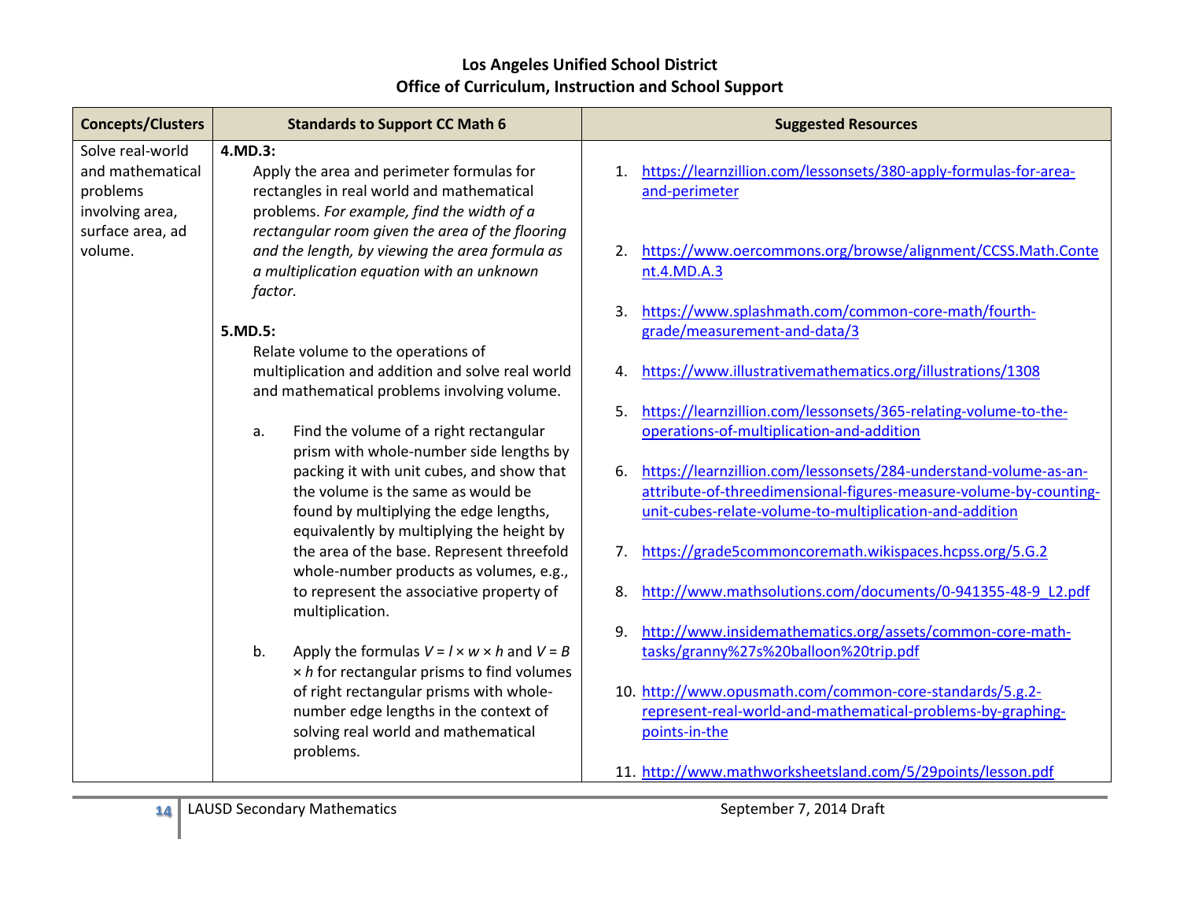# Los Angeles Unified School District
## Office of Curriculum, Instruction and School Support

| Concepts/Clusters | Standards to Support CC Math 6 | Suggested Resources |
|---|---|---|
| Solve real-world and mathematical problems involving area, surface area, ad volume. | **4.MD.3:** Apply the area and perimeter formulas for rectangles in real world and mathematical problems. *For example, find the width of a rectangular room given the area of the flooring and the length, by viewing the area formula as a multiplication equation with an unknown factor.*<br><br>**5.MD.5:** Relate volume to the operations of multiplication and addition and solve real world and mathematical problems involving volume.<br><br>a. Find the volume of a right rectangular prism with whole-number side lengths by packing it with unit cubes, and show that the volume is the same as would be found by multiplying the edge lengths, equivalently by multiplying the height by the area of the base. Represent threefold whole-number products as volumes, e.g., to represent the associative property of multiplication.<br><br>b. Apply the formulas $V = l \times w \times h$ and $V = B \times h$ for rectangular prisms to find volumes of right rectangular prisms with whole-number edge lengths in the context of solving real world and mathematical problems. | 1. https://learnzillion.com/lessonsets/380-apply-formulas-for-area-and-perimeter<br><br>2. https://www.oercommons.org/browse/alignment/CCSS.Math.Content.4.MD.A.3<br><br>3. https://www.splashmath.com/common-core-math/fourth-grade/measurement-and-data/3<br><br>4. https://www.illustrativemathematics.org/illustrations/1308<br><br>5. https://learnzillion.com/lessonsets/365-relating-volume-to-the-operations-of-multiplication-and-addition<br><br>6. https://learnzillion.com/lessonsets/284-understand-volume-as-an-attribute-of-threedimensional-figures-measure-volume-by-counting-unit-cubes-relate-volume-to-multiplication-and-addition<br><br>7. https://grade5commoncoremath.wikispaces.hcpss.org/5.G.2<br><br>8. http://www.mathsolutions.com/documents/0-941355-48-9_L2.pdf<br><br>9. http://www.insidemathematics.org/assets/common-core-math-tasks/granny%27s%20balloon%20trip.pdf<br><br>10. http://www.opusmath.com/common-core-standards/5.g.2-represent-real-world-and-mathematical-problems-by-graphing-points-in-the<br><br>11. http://www.mathworksheetsland.com/5/29points/lesson.pdf |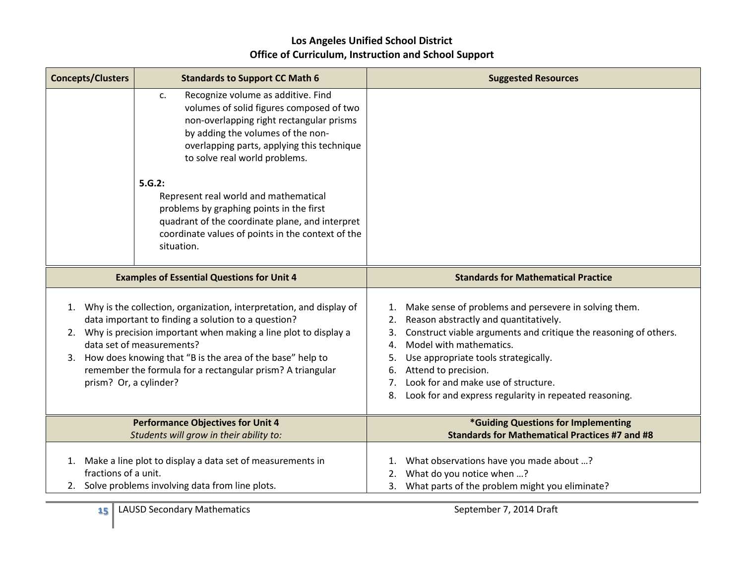| Concepts/Clusters | Standards to Support CC Math 6 | Suggested Resources |
|---|---|---|
| | c. Recognize volume as additive. Find volumes of solid figures composed of two non-overlapping right rectangular prisms by adding the volumes of the non-overlapping parts, applying this technique to solve real world problems.<br><br>**5.G.2:**<br>Represent real world and mathematical problems by graphing points in the first quadrant of the coordinate plane, and interpret coordinate values of points in the context of the situation. | |

| Examples of Essential Questions for Unit 4 | Standards for Mathematical Practice |
|---|---|
| 1. Why is the collection, organization, interpretation, and display of data important to finding a solution to a question?<br>2. Why is precision important when making a line plot to display a data set of measurements?<br>3. How does knowing that "B is the area of the base" help to remember the formula for a rectangular prism? A triangular prism? Or, a cylinder? | 1. Make sense of problems and persevere in solving them.<br>2. Reason abstractly and quantitatively.<br>3. Construct viable arguments and critique the reasoning of others.<br>4. Model with mathematics.<br>5. Use appropriate tools strategically.<br>6. Attend to precision.<br>7. Look for and make use of structure.<br>8. Look for and express regularity in repeated reasoning. |

| Performance Objectives for Unit 4<br>*Students will grow in their ability to:* | *Guiding Questions for Implementing Standards for Mathematical Practices #7 and #8 |
|---|---|
| 1. Make a line plot to display a data set of measurements in fractions of a unit.<br>2. Solve problems involving data from line plots. | 1. What observations have you made about …?<br>2. What do you notice when …?<br>3. What parts of the problem might you eliminate? |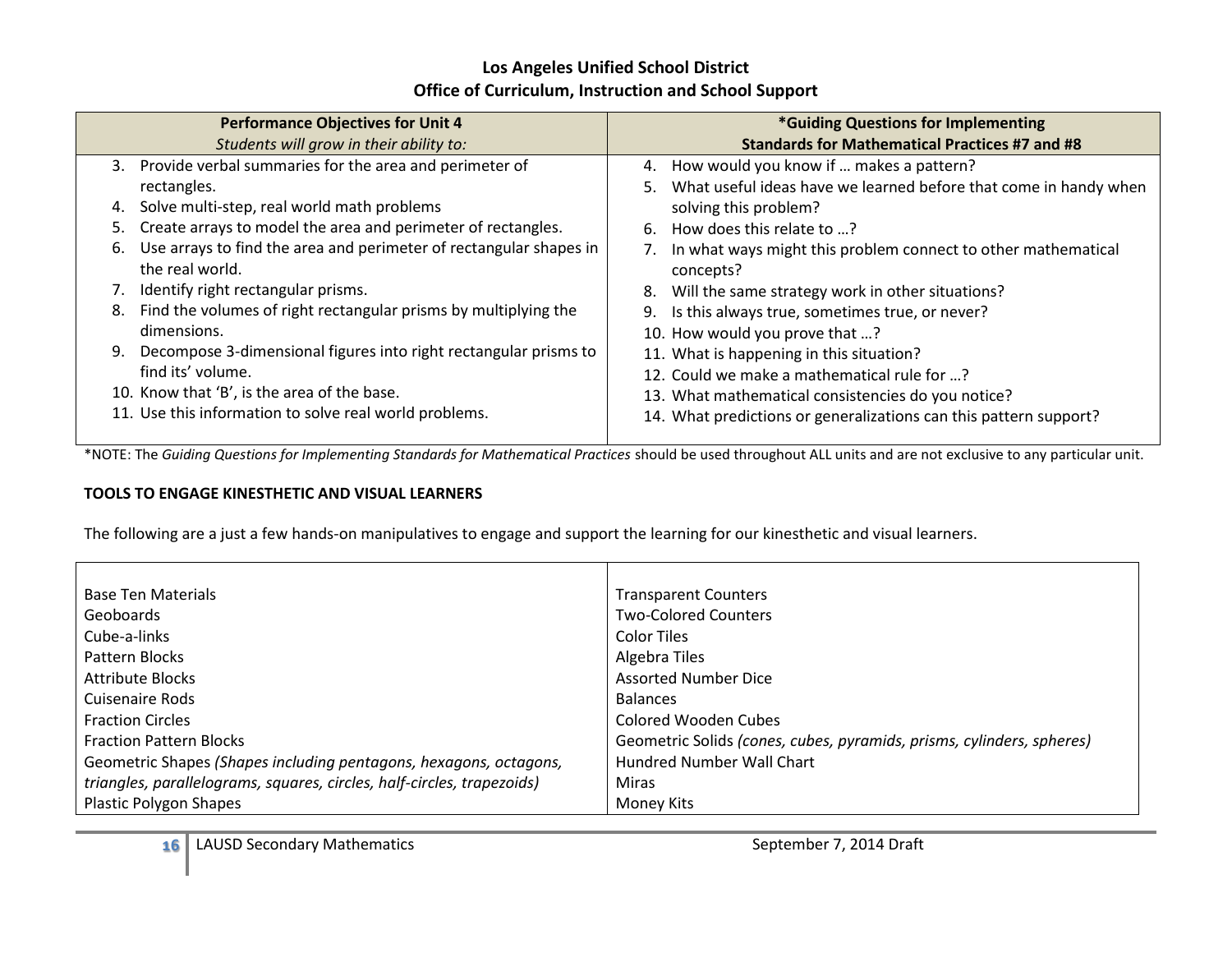**Los Angeles Unified School District**
**Office of Curriculum, Instruction and School Support**

| **Performance Objectives for Unit 4**<br>*Students will grow in their ability to:* | ***Guiding Questions for Implementing Standards for Mathematical Practices #7 and #8** |
|---|---|
| 3. Provide verbal summaries for the area and perimeter of rectangles.<br>4. Solve multi-step, real world math problems<br>5. Create arrays to model the area and perimeter of rectangles.<br>6. Use arrays to find the area and perimeter of rectangular shapes in the real world.<br>7. Identify right rectangular prisms.<br>8. Find the volumes of right rectangular prisms by multiplying the dimensions.<br>9. Decompose 3-dimensional figures into right rectangular prisms to find its' volume.<br>10. Know that 'B', is the area of the base.<br>11. Use this information to solve real world problems. | 4. How would you know if … makes a pattern?<br>5. What useful ideas have we learned before that come in handy when solving this problem?<br>6. How does this relate to …?<br>7. In what ways might this problem connect to other mathematical concepts?<br>8. Will the same strategy work in other situations?<br>9. Is this always true, sometimes true, or never?<br>10. How would you prove that …?<br>11. What is happening in this situation?<br>12. Could we make a mathematical rule for …?<br>13. What mathematical consistencies do you notice?<br>14. What predictions or generalizations can this pattern support? |

*NOTE: The *Guiding Questions for Implementing Standards for Mathematical Practices* should be used throughout ALL units and are not exclusive to any particular unit.

**TOOLS TO ENGAGE KINESTHETIC AND VISUAL LEARNERS**

The following are a just a few hands-on manipulatives to engage and support the learning for our kinesthetic and visual learners.

| | |
|---|---|
| Base Ten Materials | Transparent Counters |
| Geoboards | Two-Colored Counters |
| Cube-a-links | Color Tiles |
| Pattern Blocks | Algebra Tiles |
| Attribute Blocks | Assorted Number Dice |
| Cuisenaire Rods | Balances |
| Fraction Circles | Colored Wooden Cubes |
| Fraction Pattern Blocks | Geometric Solids *(cones, cubes, pyramids, prisms, cylinders, spheres)* |
| Geometric Shapes *(Shapes including pentagons, hexagons, octagons, triangles, parallelograms, squares, circles, half-circles, trapezoids)* | Hundred Number Wall Chart |
| | Miras |
| Plastic Polygon Shapes | Money Kits |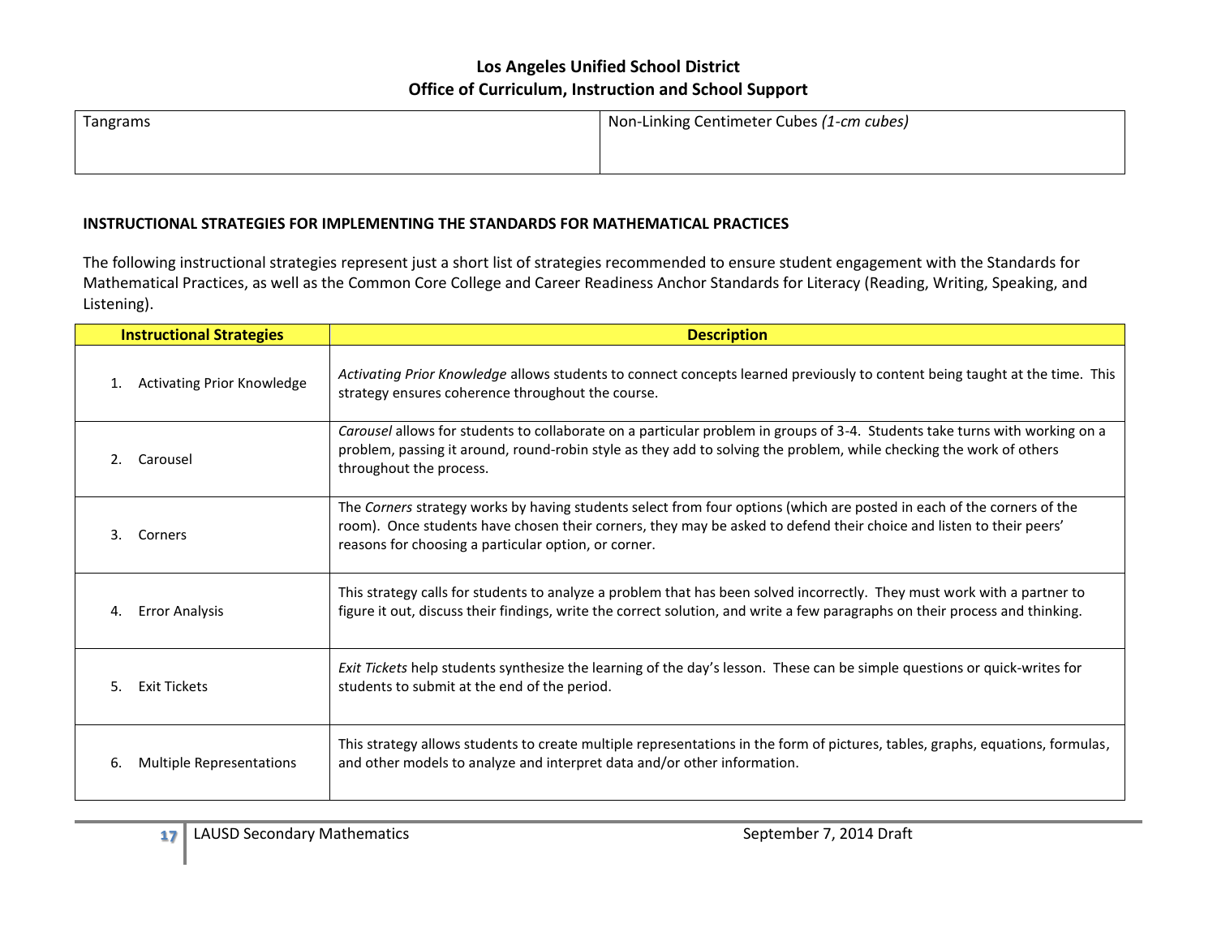| Tangrams | Non-Linking Centimeter Cubes *(1-cm cubes)* |
|---|---|

**INSTRUCTIONAL STRATEGIES FOR IMPLEMENTING THE STANDARDS FOR MATHEMATICAL PRACTICES**

The following instructional strategies represent just a short list of strategies recommended to ensure student engagement with the Standards for Mathematical Practices, as well as the Common Core College and Career Readiness Anchor Standards for Literacy (Reading, Writing, Speaking, and Listening).

| Instructional Strategies | Description |
|---|---|
| 1. Activating Prior Knowledge | *Activating Prior Knowledge* allows students to connect concepts learned previously to content being taught at the time. This strategy ensures coherence throughout the course. |
| 2. Carousel | *Carousel* allows for students to collaborate on a particular problem in groups of 3-4. Students take turns with working on a problem, passing it around, round-robin style as they add to solving the problem, while checking the work of others throughout the process. |
| 3. Corners | The *Corners* strategy works by having students select from four options (which are posted in each of the corners of the room). Once students have chosen their corners, they may be asked to defend their choice and listen to their peers' reasons for choosing a particular option, or corner. |
| 4. Error Analysis | This strategy calls for students to analyze a problem that has been solved incorrectly. They must work with a partner to figure it out, discuss their findings, write the correct solution, and write a few paragraphs on their process and thinking. |
| 5. Exit Tickets | *Exit Tickets* help students synthesize the learning of the day's lesson. These can be simple questions or quick-writes for students to submit at the end of the period. |
| 6. Multiple Representations | This strategy allows students to create multiple representations in the form of pictures, tables, graphs, equations, formulas, and other models to analyze and interpret data and/or other information. |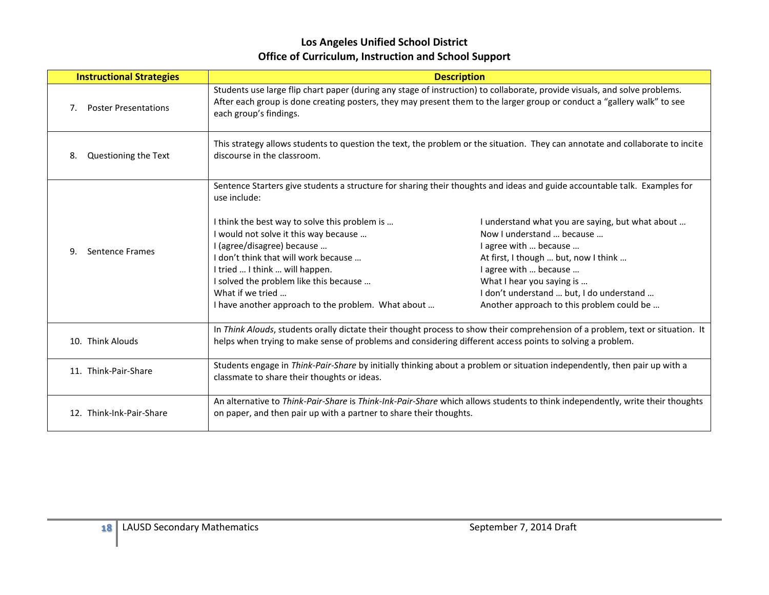**Los Angeles Unified School District**
**Office of Curriculum, Instruction and School Support**

| Instructional Strategies | Description |
|---|---|
| 7. Poster Presentations | Students use large flip chart paper (during any stage of instruction) to collaborate, provide visuals, and solve problems. After each group is done creating posters, they may present them to the larger group or conduct a "gallery walk" to see each group's findings. |
| 8. Questioning the Text | This strategy allows students to question the text, the problem or the situation. They can annotate and collaborate to incite discourse in the classroom. |
| 9. Sentence Frames | Sentence Starters give students a structure for sharing their thoughts and ideas and guide accountable talk. Examples for use include:<br><br>I think the best way to solve this problem is …<br>I would not solve it this way because …<br>I (agree/disagree) because …<br>I don't think that will work because …<br>I tried … I think … will happen.<br>I solved the problem like this because …<br>What if we tried …<br>I have another approach to the problem. What about …<br>I understand what you are saying, but what about …<br>Now I understand … because …<br>I agree with … because …<br>At first, I though … but, now I think …<br>I agree with … because …<br>What I hear you saying is …<br>I don't understand … but, I do understand …<br>Another approach to this problem could be … |
| 10. Think Alouds | In *Think Alouds*, students orally dictate their thought process to show their comprehension of a problem, text or situation. It helps when trying to make sense of problems and considering different access points to solving a problem. |
| 11. Think-Pair-Share | Students engage in *Think-Pair-Share* by initially thinking about a problem or situation independently, then pair up with a classmate to share their thoughts or ideas. |
| 12. Think-Ink-Pair-Share | An alternative to *Think-Pair-Share* is *Think-Ink-Pair-Share* which allows students to think independently, write their thoughts on paper, and then pair up with a partner to share their thoughts. |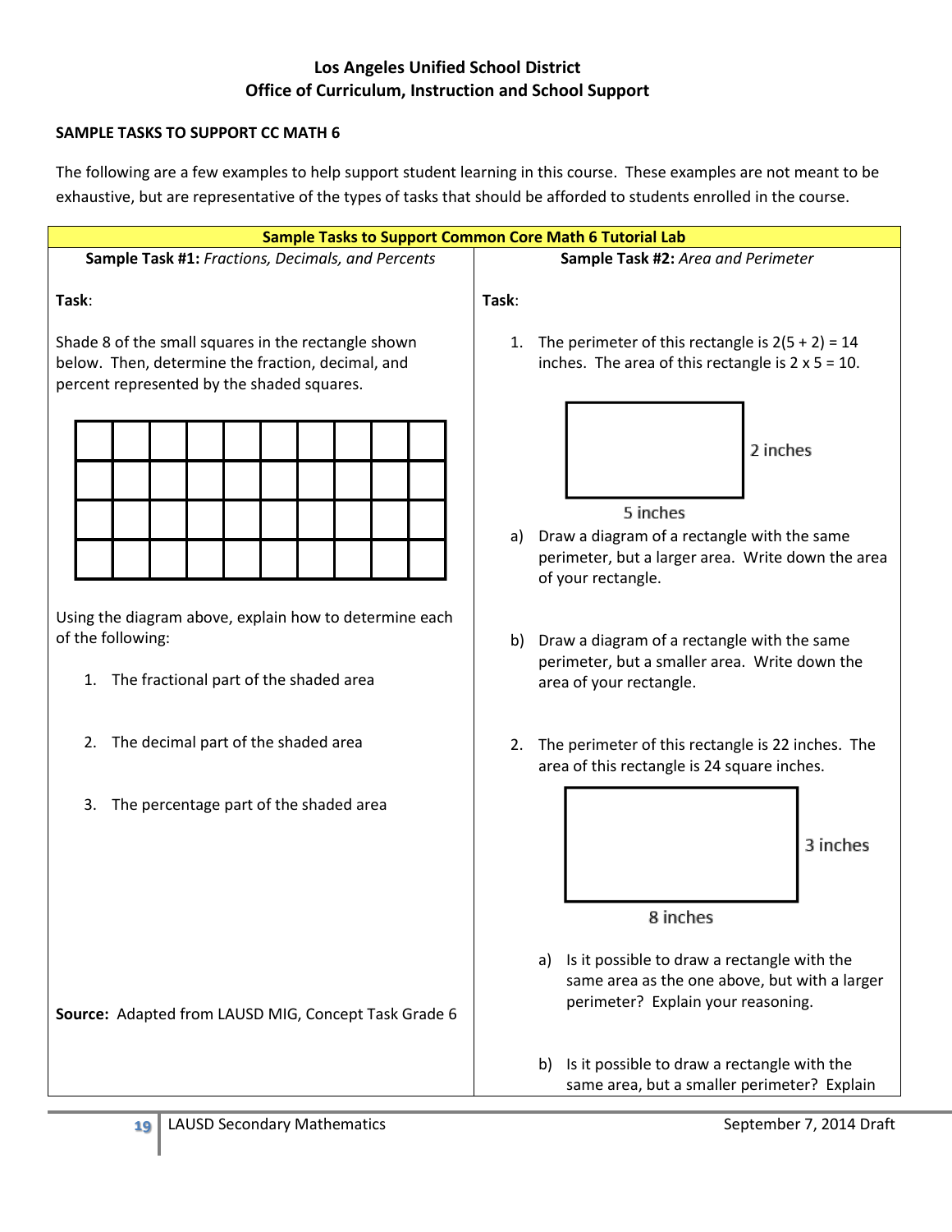**Los Angeles Unified School District**
**Office of Curriculum, Instruction and School Support**

**SAMPLE TASKS TO SUPPORT CC MATH 6**

The following are a few examples to help support student learning in this course. These examples are not meant to be exhaustive, but are representative of the types of tasks that should be afforded to students enrolled in the course.

## Sample Tasks to Support Common Core Math 6 Tutorial Lab

### Sample Task #1: *Fractions, Decimals, and Percents*

**Task**:

Shade 8 of the small squares in the rectangle shown below. Then, determine the fraction, decimal, and percent represented by the shaded squares.

| | | | | | | | | | |
|---|---|---|---|---|---|---|---|---|---|
| | | | | | | | | | |
| | | | | | | | | | |
| | | | | | | | | | |
| | | | | | | | | | |

Using the diagram above, explain how to determine each of the following:

1. The fractional part of the shaded area
2. The decimal part of the shaded area
3. The percentage part of the shaded area

**Source:** Adapted from LAUSD MIG, Concept Task Grade 6

### Sample Task #2: *Area and Perimeter*

**Task**:

1. The perimeter of this rectangle is 2(5 + 2) = 14 inches. The area of this rectangle is 2 x 5 = 10.

   (Rectangle: 5 inches by 2 inches)

   a) Draw a diagram of a rectangle with the same perimeter, but a larger area. Write down the area of your rectangle.

   b) Draw a diagram of a rectangle with the same perimeter, but a smaller area. Write down the area of your rectangle.

2. The perimeter of this rectangle is 22 inches. The area of this rectangle is 24 square inches.

   (Rectangle: 8 inches by 3 inches)

   a) Is it possible to draw a rectangle with the same area as the one above, but with a larger perimeter? Explain your reasoning.

   b) Is it possible to draw a rectangle with the same area, but a smaller perimeter? Explain

LAUSD Secondary Mathematics — September 7, 2014 Draft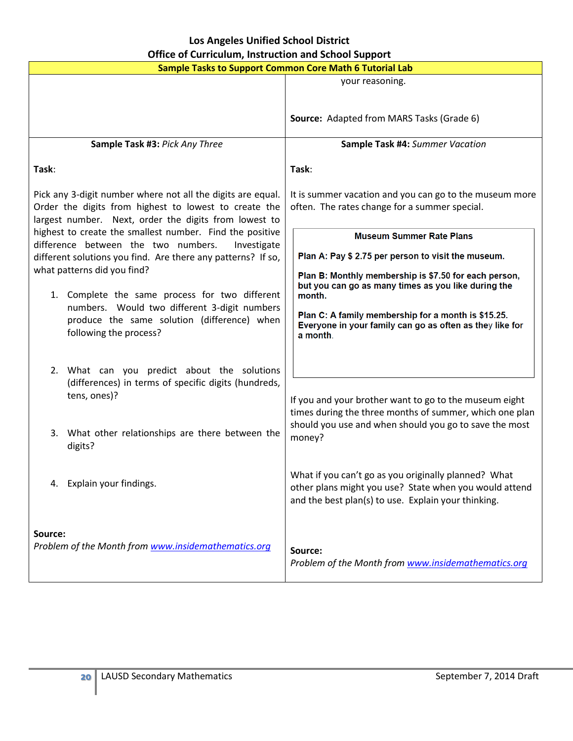Los Angeles Unified School District
Office of Curriculum, Instruction and School Support

**Sample Tasks to Support Common Core Math 6 Tutorial Lab**

your reasoning.

**Source:** Adapted from MARS Tasks (Grade 6)

**Sample Task #3:** *Pick Any Three*

**Task**:

Pick any 3-digit number where not all the digits are equal. Order the digits from highest to lowest to create the largest number. Next, order the digits from lowest to highest to create the smallest number. Find the positive difference between the two numbers. Investigate different solutions you find. Are there any patterns? If so, what patterns did you find?

1. Complete the same process for two different numbers. Would two different 3-digit numbers produce the same solution (difference) when following the process?

2. What can you predict about the solutions (differences) in terms of specific digits (hundreds, tens, ones)?

3. What other relationships are there between the digits?

4. Explain your findings.

**Source:**
*Problem of the Month from* *www.insidemathematics.org*

**Sample Task #4:** *Summer Vacation*

**Task**:

It is summer vacation and you can go to the museum more often. The rates change for a summer special.

**Museum Summer Rate Plans**

**Plan A: Pay $ 2.75 per person to visit the museum.**

**Plan B: Monthly membership is $7.50 for each person, but you can go as many times as you like during the month.**

**Plan C: A family membership for a month is $15.25. Everyone in your family can go as often as they like for a month.**

If you and your brother want to go to the museum eight times during the three months of summer, which one plan should you use and when should you go to save the most money?

What if you can't go as you originally planned? What other plans might you use? State when you would attend and the best plan(s) to use. Explain your thinking.

**Source:**
*Problem of the Month from* *www.insidemathematics.org*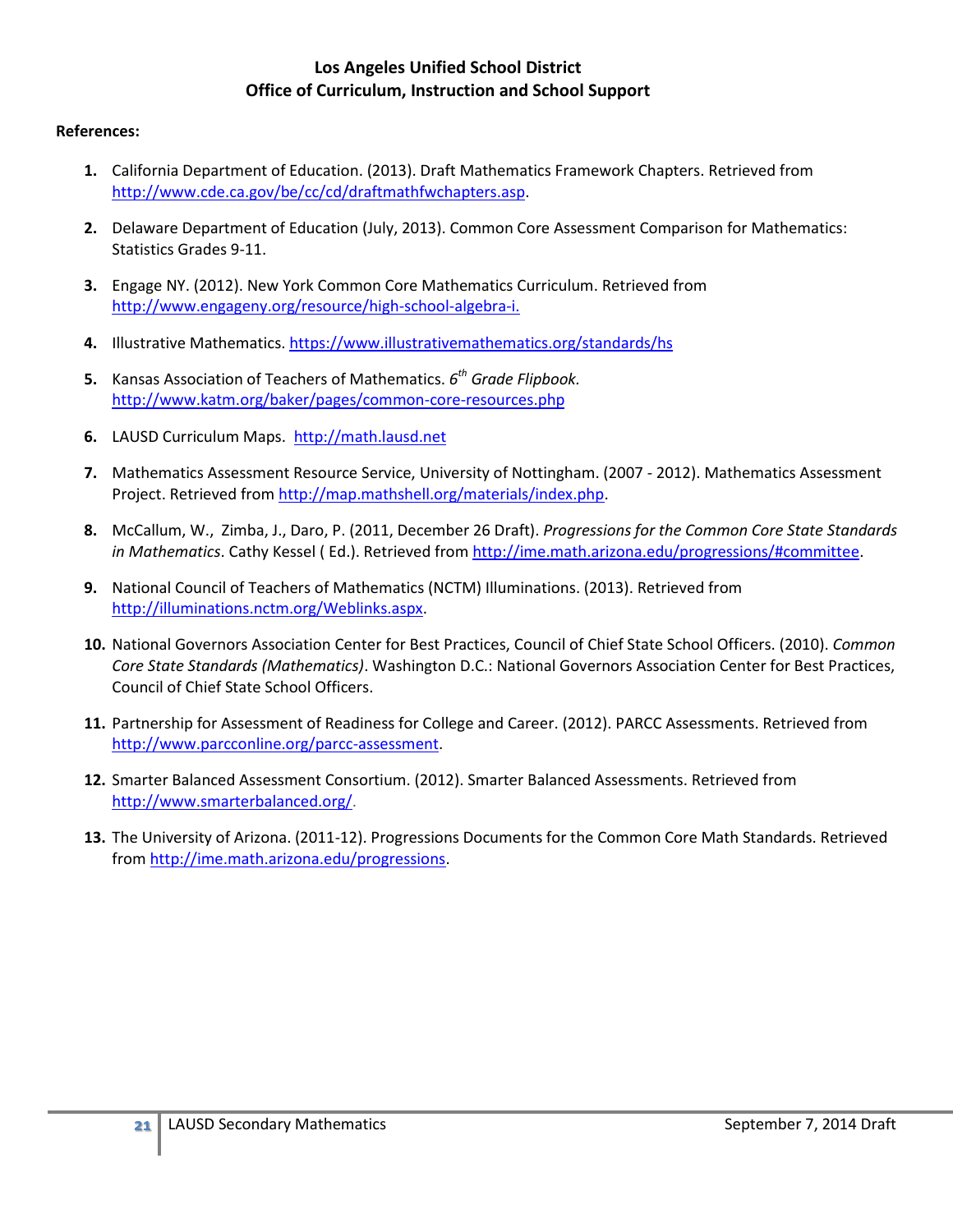**Los Angeles Unified School District**
**Office of Curriculum, Instruction and School Support**

**References:**

1. California Department of Education. (2013). Draft Mathematics Framework Chapters. Retrieved from http://www.cde.ca.gov/be/cc/cd/draftmathfwchapters.asp.

2. Delaware Department of Education (July, 2013). Common Core Assessment Comparison for Mathematics: Statistics Grades 9-11.

3. Engage NY. (2012). New York Common Core Mathematics Curriculum. Retrieved from http://www.engageny.org/resource/high-school-algebra-i.

4. Illustrative Mathematics. https://www.illustrativemathematics.org/standards/hs

5. Kansas Association of Teachers of Mathematics. *6th Grade Flipbook.* http://www.katm.org/baker/pages/common-core-resources.php

6. LAUSD Curriculum Maps. http://math.lausd.net

7. Mathematics Assessment Resource Service, University of Nottingham. (2007 - 2012). Mathematics Assessment Project. Retrieved from http://map.mathshell.org/materials/index.php.

8. McCallum, W., Zimba, J., Daro, P. (2011, December 26 Draft). *Progressions for the Common Core State Standards in Mathematics*. Cathy Kessel ( Ed.). Retrieved from http://ime.math.arizona.edu/progressions/#committee.

9. National Council of Teachers of Mathematics (NCTM) Illuminations. (2013). Retrieved from http://illuminations.nctm.org/Weblinks.aspx.

10. National Governors Association Center for Best Practices, Council of Chief State School Officers. (2010). *Common Core State Standards (Mathematics)*. Washington D.C.: National Governors Association Center for Best Practices, Council of Chief State School Officers.

11. Partnership for Assessment of Readiness for College and Career. (2012). PARCC Assessments. Retrieved from http://www.parcconline.org/parcc-assessment.

12. Smarter Balanced Assessment Consortium. (2012). Smarter Balanced Assessments. Retrieved from http://www.smarterbalanced.org/.

13. The University of Arizona. (2011-12). Progressions Documents for the Common Core Math Standards. Retrieved from http://ime.math.arizona.edu/progressions.